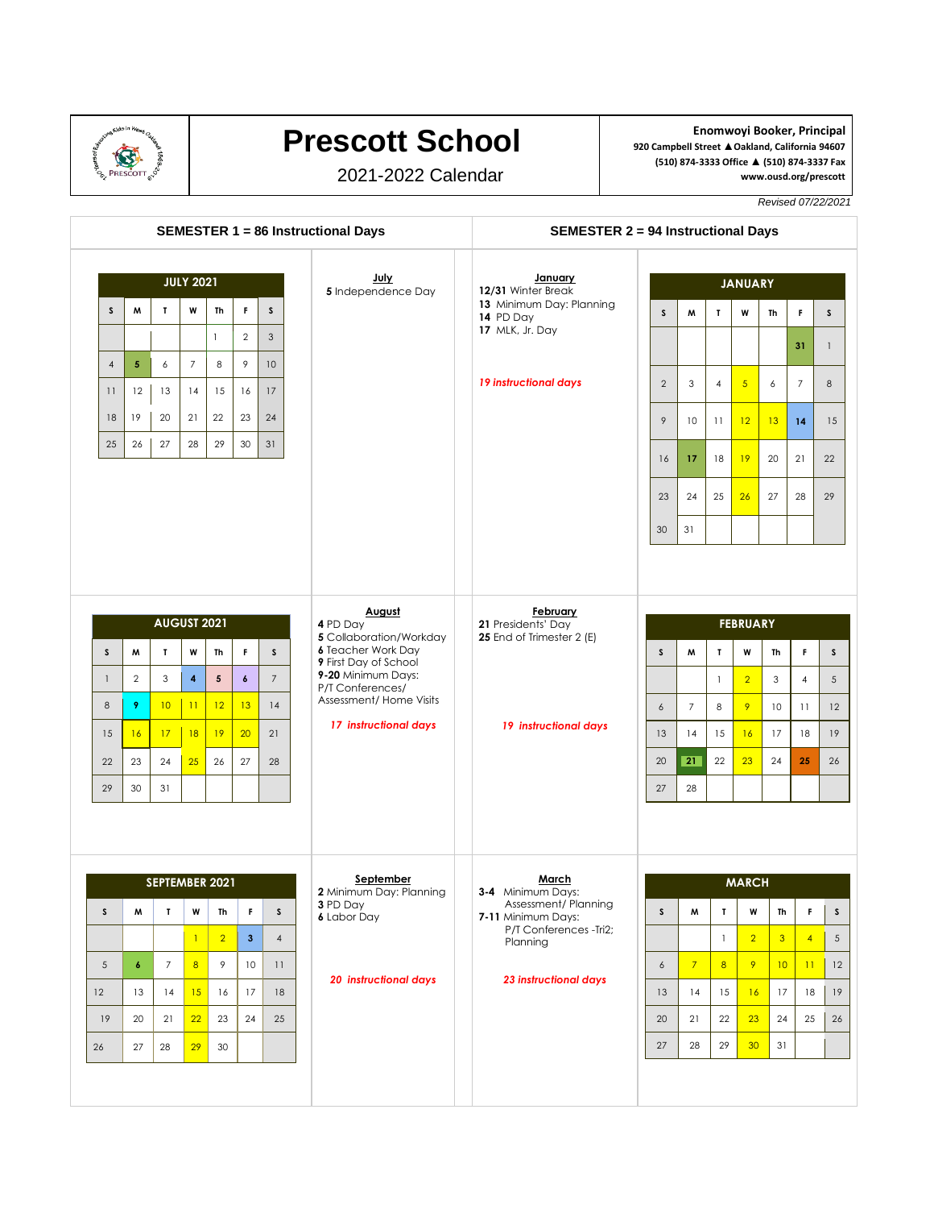# Prescott School

2021-2022 Calendar

**Enomwoyi Booker, Principal**
920 Campbell Street ▲Oakland, California 94607
(510) 874-3333 Office ▲ (510) 874-3337 Fax
www.ousd.org/prescott

*Revised 07/22/2021*

## SEMESTER 1 = 86 Instructional Days

### JULY 2021

| S | M | T | W | Th | F | S |
|---|---|---|---|---|---|---|
| | | | | 1 | 2 | 3 |
| 4 | 5 | 6 | 7 | 8 | 9 | 10 |
| 11 | 12 | 13 | 14 | 15 | 16 | 17 |
| 18 | 19 | 20 | 21 | 22 | 23 | 24 |
| 25 | 26 | 27 | 28 | 29 | 30 | 31 |

**July**
**5** Independence Day

### AUGUST 2021

| S | M | T | W | Th | F | S |
|---|---|---|---|---|---|---|
| 1 | 2 | 3 | 4 | 5 | 6 | 7 |
| 8 | 9 | 10 | 11 | 12 | 13 | 14 |
| 15 | 16 | 17 | 18 | 19 | 20 | 21 |
| 22 | 23 | 24 | 25 | 26 | 27 | 28 |
| 29 | 30 | 31 | | | | |

**August**
**4** PD Day
**5** Collaboration/Workday
**6** Teacher Work Day
**9** First Day of School
**9-20** Minimum Days: P/T Conferences/ Assessment/ Home Visits

*17 instructional days*

### SEPTEMBER 2021

| S | M | T | W | Th | F | S |
|---|---|---|---|---|---|---|
| | | | 1 | 2 | 3 | 4 |
| 5 | 6 | 7 | 8 | 9 | 10 | 11 |
| 12 | 13 | 14 | 15 | 16 | 17 | 18 |
| 19 | 20 | 21 | 22 | 23 | 24 | 25 |
| 26 | 27 | 28 | 29 | 30 | | |

**September**
**2** Minimum Day: Planning
**3** PD Day
**6** Labor Day

*20 instructional days*

## SEMESTER 2 = 94 Instructional Days

**January**
**12/31** Winter Break
**13** Minimum Day: Planning
**14** PD Day
**17** MLK, Jr. Day

*19 instructional days*

### JANUARY

| S | M | T | W | Th | F | S |
|---|---|---|---|---|---|---|
| | | | | | 31 | 1 |
| 2 | 3 | 4 | 5 | 6 | 7 | 8 |
| 9 | 10 | 11 | 12 | 13 | 14 | 15 |
| 16 | 17 | 18 | 19 | 20 | 21 | 22 |
| 23 | 24 | 25 | 26 | 27 | 28 | 29 |
| 30 | 31 | | | | | |

**February**
**21** Presidents' Day
**25** End of Trimester 2 (E)

*19 instructional days*

### FEBRUARY

| S | M | T | W | Th | F | S |
|---|---|---|---|---|---|---|
| | | 1 | 2 | 3 | 4 | 5 |
| 6 | 7 | 8 | 9 | 10 | 11 | 12 |
| 13 | 14 | 15 | 16 | 17 | 18 | 19 |
| 20 | 21 | 22 | 23 | 24 | 25 | 26 |
| 27 | 28 | | | | | |

**March**
**3-4** Minimum Days: Assessment/ Planning
**7-11** Minimum Days: P/T Conferences -Tri2; Planning

*23 instructional days*

### MARCH

| S | M | T | W | Th | F | S |
|---|---|---|---|---|---|---|
| | | 1 | 2 | 3 | 4 | 5 |
| 6 | 7 | 8 | 9 | 10 | 11 | 12 |
| 13 | 14 | 15 | 16 | 17 | 18 | 19 |
| 20 | 21 | 22 | 23 | 24 | 25 | 26 |
| 27 | 28 | 29 | 30 | 31 | | |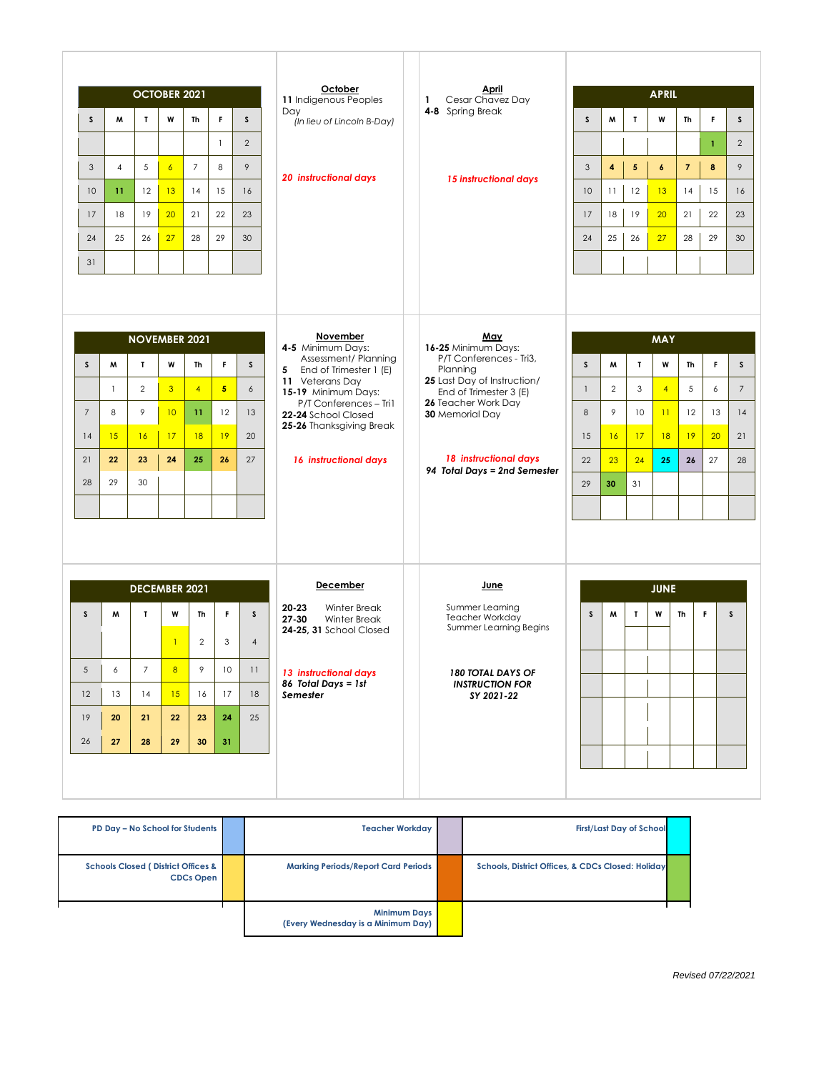## OCTOBER 2021

| S | M | T | W | Th | F | S |
|---|---|---|---|---|---|---|
| | | | | | 1 | 2 |
| 3 | 4 | 5 | 6 | 7 | 8 | 9 |
| 10 | 11 | 12 | 13 | 14 | 15 | 16 |
| 17 | 18 | 19 | 20 | 21 | 22 | 23 |
| 24 | 25 | 26 | 27 | 28 | 29 | 30 |
| 31 | | | | | | |

**October**
**11** Indigenous Peoples Day
*(In lieu of Lincoln B-Day)*

***20 instructional days***

**April**
**1** Cesar Chavez Day
**4-8** Spring Break

***15 instructional days***

## APRIL

| S | M | T | W | Th | F | S |
|---|---|---|---|---|---|---|
| | | | | | 1 | 2 |
| 3 | 4 | 5 | 6 | 7 | 8 | 9 |
| 10 | 11 | 12 | 13 | 14 | 15 | 16 |
| 17 | 18 | 19 | 20 | 21 | 22 | 23 |
| 24 | 25 | 26 | 27 | 28 | 29 | 30 |

## NOVEMBER 2021

| S | M | T | W | Th | F | S |
|---|---|---|---|---|---|---|
| | 1 | 2 | 3 | 4 | 5 | 6 |
| 7 | 8 | 9 | 10 | 11 | 12 | 13 |
| 14 | 15 | 16 | 17 | 18 | 19 | 20 |
| 21 | 22 | 23 | 24 | 25 | 26 | 27 |
| 28 | 29 | 30 | | | | |

**November**
**4-5** Minimum Days: Assessment/ Planning
**5** End of Trimester 1 (E)
**11** Veterans Day
**15-19** Minimum Days: P/T Conferences – Tri1
**22-24** School Closed
**25-26** Thanksgiving Break

***16 instructional days***

**May**
**16-25** Minimum Days: P/T Conferences - Tri3, Planning
**25** Last Day of Instruction/ End of Trimester 3 (E)
**26** Teacher Work Day
**30** Memorial Day

***18 instructional days***
***94 Total Days = 2nd Semester***

## MAY

| S | M | T | W | Th | F | S |
|---|---|---|---|---|---|---|
| 1 | 2 | 3 | 4 | 5 | 6 | 7 |
| 8 | 9 | 10 | 11 | 12 | 13 | 14 |
| 15 | 16 | 17 | 18 | 19 | 20 | 21 |
| 22 | 23 | 24 | 25 | 26 | 27 | 28 |
| 29 | 30 | 31 | | | | |

## DECEMBER 2021

| S | M | T | W | Th | F | S |
|---|---|---|---|---|---|---|
| | | | 1 | 2 | 3 | 4 |
| 5 | 6 | 7 | 8 | 9 | 10 | 11 |
| 12 | 13 | 14 | 15 | 16 | 17 | 18 |
| 19 | 20 | 21 | 22 | 23 | 24 | 25 |
| 26 | 27 | 28 | 29 | 30 | 31 | |

**December**
**20-23** Winter Break
**27-30** Winter Break
**24-25, 31** School Closed

***13 instructional days***
***86 Total Days = 1st Semester***

**June**
Summer Learning
Teacher Workday
Summer Learning Begins

***180 TOTAL DAYS OF INSTRUCTION FOR SY 2021-22***

## JUNE

| S | M | T | W | Th | F | S |
|---|---|---|---|---|---|---|
| | | | | | | |

| | | |
|---|---|---|
| PD Day – No School for Students | Teacher Workday | First/Last Day of School |
| Schools Closed ( District Offices & CDCs Open | Marking Periods/Report Card Periods | Schools, District Offices, & CDCs Closed: Holiday |
| | Minimum Days (Every Wednesday is a Minimum Day) | |

*Revised 07/22/2021*